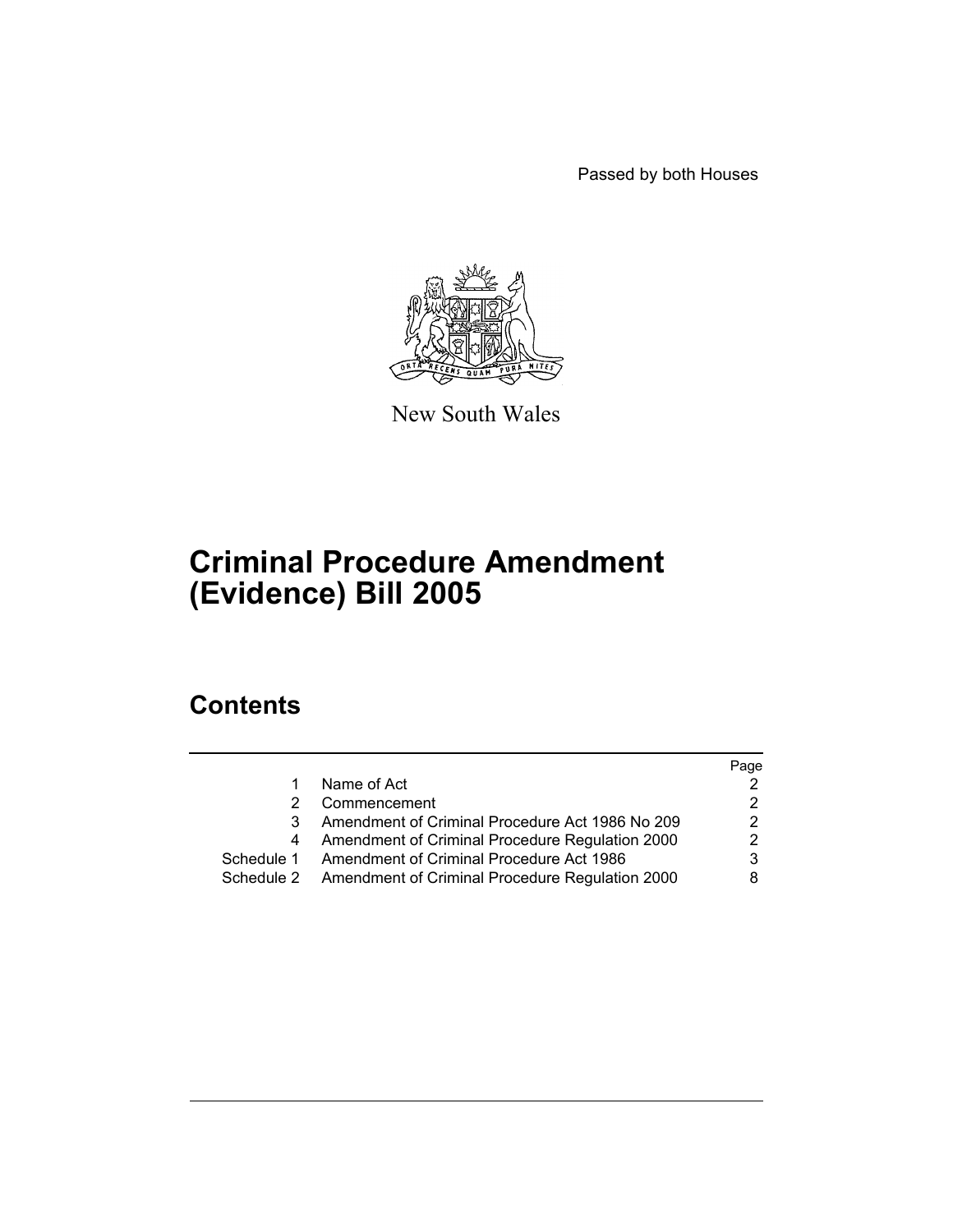Passed by both Houses

New South Wales

# Criminal Procedure Amendment (Evidence) Bill 2005

## Contents

| | | Page |
|---|---|---|
| 1 | Name of Act | 2 |
| 2 | Commencement | 2 |
| 3 | Amendment of Criminal Procedure Act 1986 No 209 | 2 |
| 4 | Amendment of Criminal Procedure Regulation 2000 | 2 |
| Schedule 1 | Amendment of Criminal Procedure Act 1986 | 3 |
| Schedule 2 | Amendment of Criminal Procedure Regulation 2000 | 8 |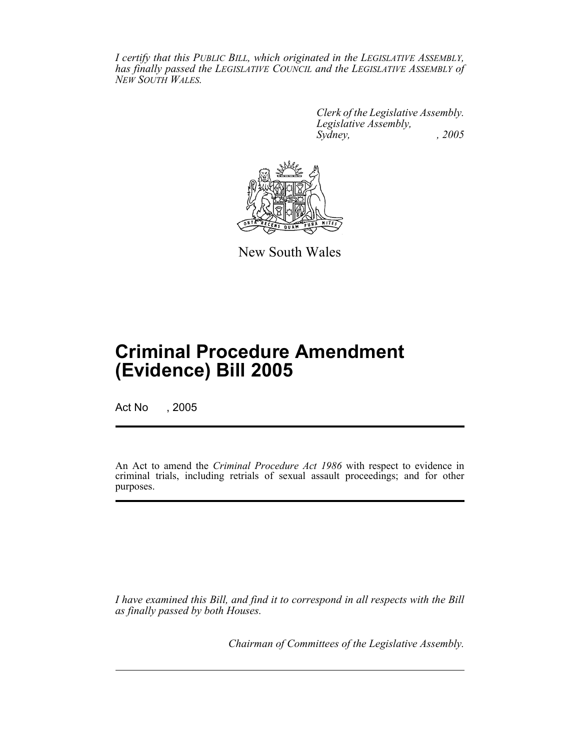*I certify that this PUBLIC BILL, which originated in the LEGISLATIVE ASSEMBLY, has finally passed the LEGISLATIVE COUNCIL and the LEGISLATIVE ASSEMBLY of NEW SOUTH WALES.*

*Clerk of the Legislative Assembly.*
*Legislative Assembly,*
*Sydney, , 2005*

New South Wales

# Criminal Procedure Amendment (Evidence) Bill 2005

Act No , 2005

An Act to amend the *Criminal Procedure Act 1986* with respect to evidence in criminal trials, including retrials of sexual assault proceedings; and for other purposes.

*I have examined this Bill, and find it to correspond in all respects with the Bill as finally passed by both Houses.*

*Chairman of Committees of the Legislative Assembly.*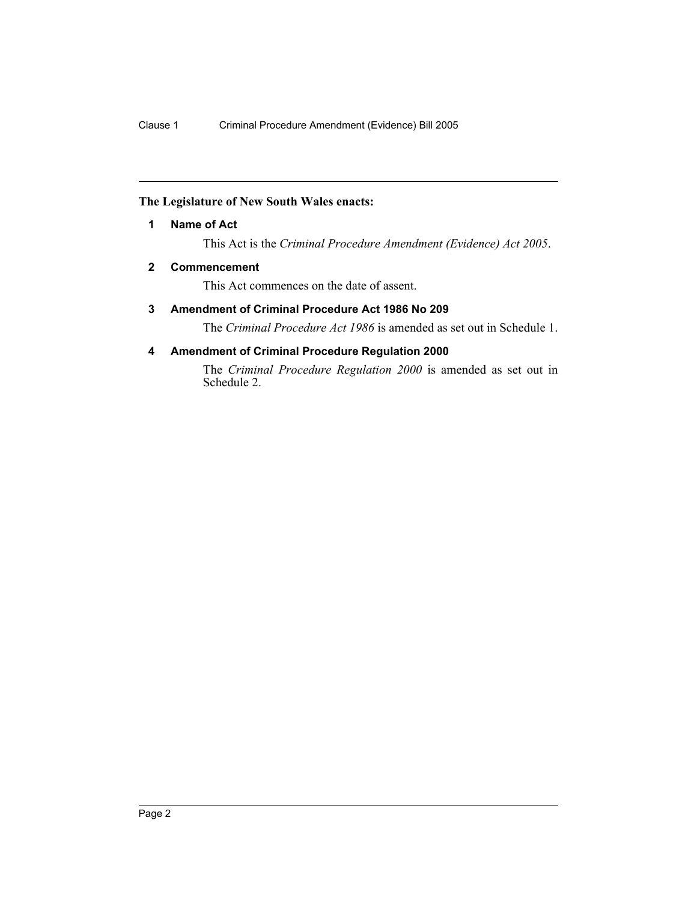**The Legislature of New South Wales enacts:**

### 1 Name of Act

This Act is the *Criminal Procedure Amendment (Evidence) Act 2005*.

### 2 Commencement

This Act commences on the date of assent.

### 3 Amendment of Criminal Procedure Act 1986 No 209

The *Criminal Procedure Act 1986* is amended as set out in Schedule 1.

### 4 Amendment of Criminal Procedure Regulation 2000

The *Criminal Procedure Regulation 2000* is amended as set out in Schedule 2.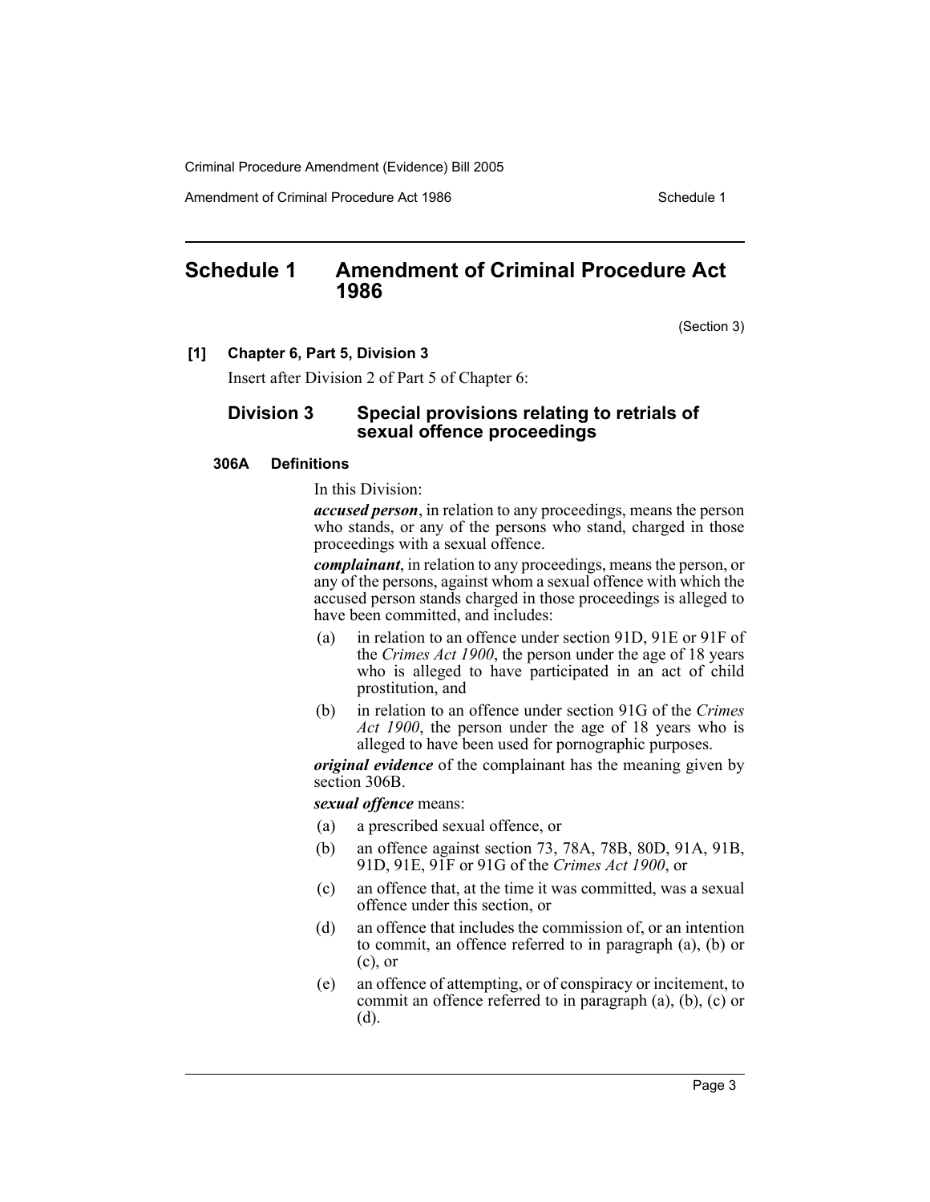# Schedule 1 Amendment of Criminal Procedure Act 1986

(Section 3)

**[1] Chapter 6, Part 5, Division 3**

Insert after Division 2 of Part 5 of Chapter 6:

## Division 3 Special provisions relating to retrials of sexual offence proceedings

### 306A Definitions

In this Division:

***accused person***, in relation to any proceedings, means the person who stands, or any of the persons who stand, charged in those proceedings with a sexual offence.

***complainant***, in relation to any proceedings, means the person, or any of the persons, against whom a sexual offence with which the accused person stands charged in those proceedings is alleged to have been committed, and includes:

(a) in relation to an offence under section 91D, 91E or 91F of the *Crimes Act 1900*, the person under the age of 18 years who is alleged to have participated in an act of child prostitution, and

(b) in relation to an offence under section 91G of the *Crimes Act 1900*, the person under the age of 18 years who is alleged to have been used for pornographic purposes.

***original evidence*** of the complainant has the meaning given by section 306B.

***sexual offence*** means:

(a) a prescribed sexual offence, or

(b) an offence against section 73, 78A, 78B, 80D, 91A, 91B, 91D, 91E, 91F or 91G of the *Crimes Act 1900*, or

(c) an offence that, at the time it was committed, was a sexual offence under this section, or

(d) an offence that includes the commission of, or an intention to commit, an offence referred to in paragraph (a), (b) or (c), or

(e) an offence of attempting, or of conspiracy or incitement, to commit an offence referred to in paragraph (a), (b), (c) or (d).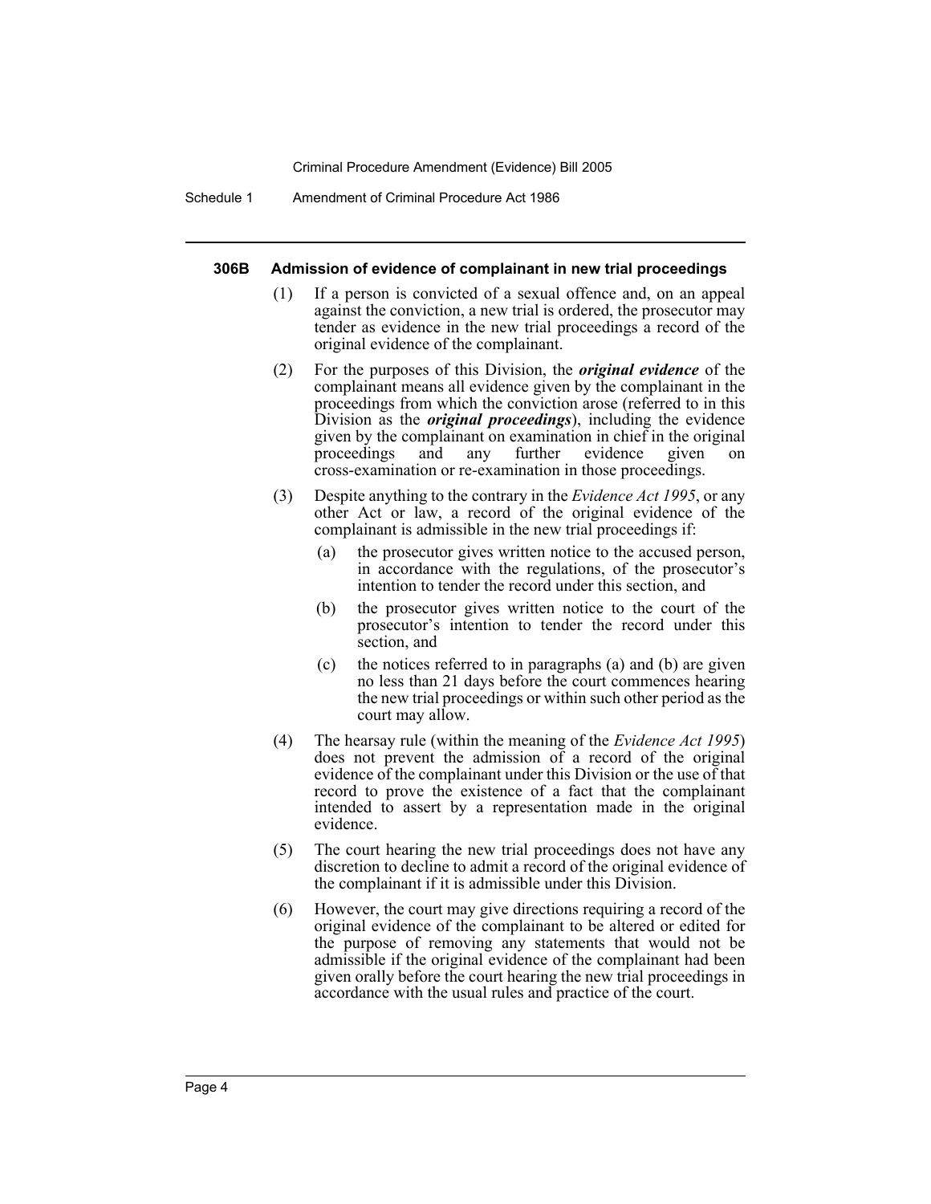#### 306B Admission of evidence of complainant in new trial proceedings

(1) If a person is convicted of a sexual offence and, on an appeal against the conviction, a new trial is ordered, the prosecutor may tender as evidence in the new trial proceedings a record of the original evidence of the complainant.

(2) For the purposes of this Division, the ***original evidence*** of the complainant means all evidence given by the complainant in the proceedings from which the conviction arose (referred to in this Division as the ***original proceedings***), including the evidence given by the complainant on examination in chief in the original proceedings and any further evidence given on cross-examination or re-examination in those proceedings.

(3) Despite anything to the contrary in the *Evidence Act 1995*, or any other Act or law, a record of the original evidence of the complainant is admissible in the new trial proceedings if:

(a) the prosecutor gives written notice to the accused person, in accordance with the regulations, of the prosecutor's intention to tender the record under this section, and

(b) the prosecutor gives written notice to the court of the prosecutor's intention to tender the record under this section, and

(c) the notices referred to in paragraphs (a) and (b) are given no less than 21 days before the court commences hearing the new trial proceedings or within such other period as the court may allow.

(4) The hearsay rule (within the meaning of the *Evidence Act 1995*) does not prevent the admission of a record of the original evidence of the complainant under this Division or the use of that record to prove the existence of a fact that the complainant intended to assert by a representation made in the original evidence.

(5) The court hearing the new trial proceedings does not have any discretion to decline to admit a record of the original evidence of the complainant if it is admissible under this Division.

(6) However, the court may give directions requiring a record of the original evidence of the complainant to be altered or edited for the purpose of removing any statements that would not be admissible if the original evidence of the complainant had been given orally before the court hearing the new trial proceedings in accordance with the usual rules and practice of the court.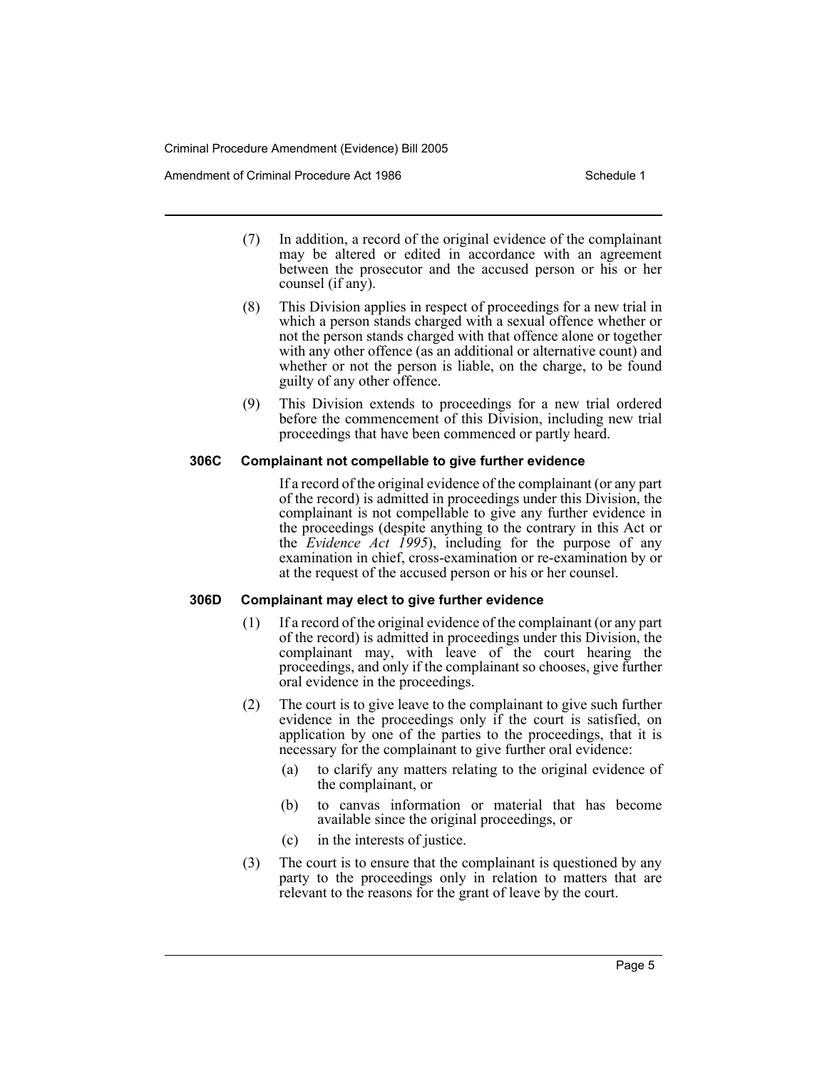(7) In addition, a record of the original evidence of the complainant may be altered or edited in accordance with an agreement between the prosecutor and the accused person or his or her counsel (if any).

(8) This Division applies in respect of proceedings for a new trial in which a person stands charged with a sexual offence whether or not the person stands charged with that offence alone or together with any other offence (as an additional or alternative count) and whether or not the person is liable, on the charge, to be found guilty of any other offence.

(9) This Division extends to proceedings for a new trial ordered before the commencement of this Division, including new trial proceedings that have been commenced or partly heard.

**306C Complainant not compellable to give further evidence**

If a record of the original evidence of the complainant (or any part of the record) is admitted in proceedings under this Division, the complainant is not compellable to give any further evidence in the proceedings (despite anything to the contrary in this Act or the *Evidence Act 1995*), including for the purpose of any examination in chief, cross-examination or re-examination by or at the request of the accused person or his or her counsel.

**306D Complainant may elect to give further evidence**

(1) If a record of the original evidence of the complainant (or any part of the record) is admitted in proceedings under this Division, the complainant may, with leave of the court hearing the proceedings, and only if the complainant so chooses, give further oral evidence in the proceedings.

(2) The court is to give leave to the complainant to give such further evidence in the proceedings only if the court is satisfied, on application by one of the parties to the proceedings, that it is necessary for the complainant to give further oral evidence:

(a) to clarify any matters relating to the original evidence of the complainant, or

(b) to canvas information or material that has become available since the original proceedings, or

(c) in the interests of justice.

(3) The court is to ensure that the complainant is questioned by any party to the proceedings only in relation to matters that are relevant to the reasons for the grant of leave by the court.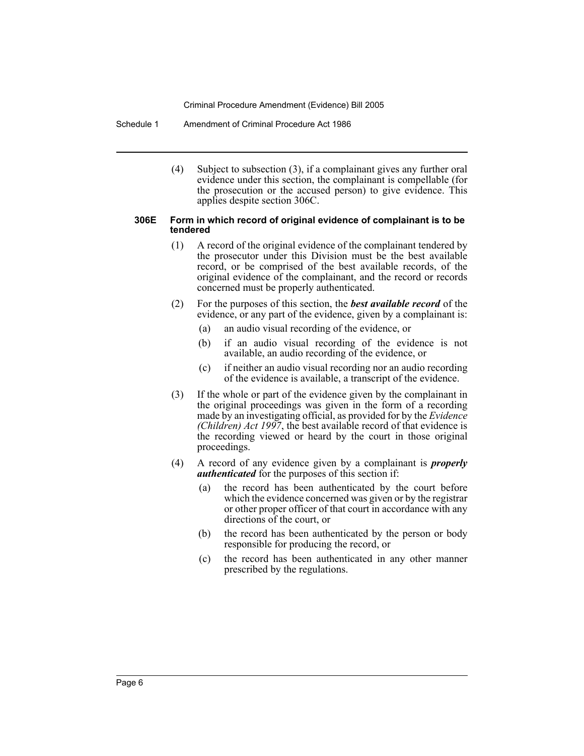(4) Subject to subsection (3), if a complainant gives any further oral evidence under this section, the complainant is compellable (for the prosecution or the accused person) to give evidence. This applies despite section 306C.

**306E Form in which record of original evidence of complainant is to be tendered**

(1) A record of the original evidence of the complainant tendered by the prosecutor under this Division must be the best available record, or be comprised of the best available records, of the original evidence of the complainant, and the record or records concerned must be properly authenticated.

(2) For the purposes of this section, the ***best available record*** of the evidence, or any part of the evidence, given by a complainant is:

- (a) an audio visual recording of the evidence, or
- (b) if an audio visual recording of the evidence is not available, an audio recording of the evidence, or
- (c) if neither an audio visual recording nor an audio recording of the evidence is available, a transcript of the evidence.

(3) If the whole or part of the evidence given by the complainant in the original proceedings was given in the form of a recording made by an investigating official, as provided for by the *Evidence (Children) Act 1997*, the best available record of that evidence is the recording viewed or heard by the court in those original proceedings.

(4) A record of any evidence given by a complainant is ***properly authenticated*** for the purposes of this section if:

- (a) the record has been authenticated by the court before which the evidence concerned was given or by the registrar or other proper officer of that court in accordance with any directions of the court, or
- (b) the record has been authenticated by the person or body responsible for producing the record, or
- (c) the record has been authenticated in any other manner prescribed by the regulations.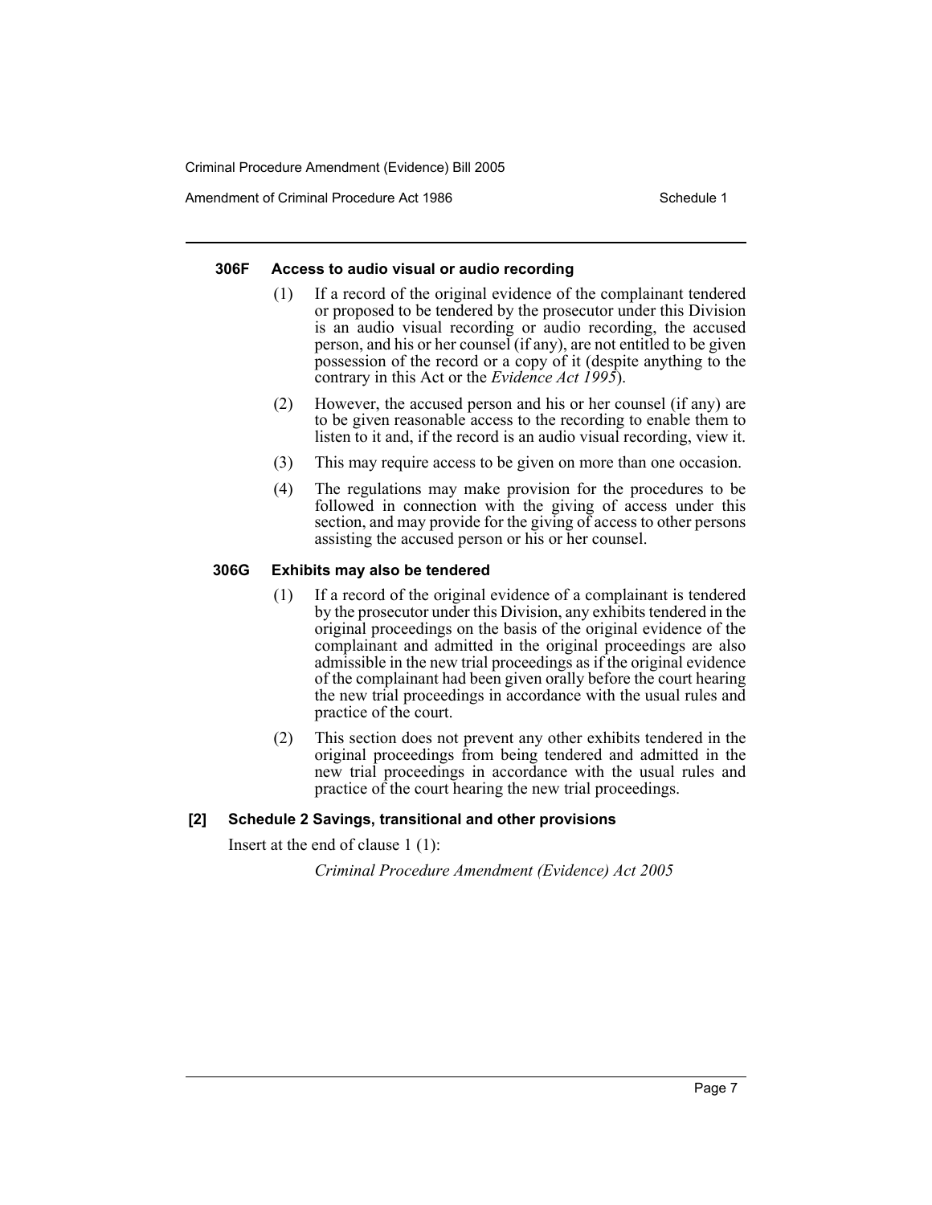#### 306F Access to audio visual or audio recording

(1) If a record of the original evidence of the complainant tendered or proposed to be tendered by the prosecutor under this Division is an audio visual recording or audio recording, the accused person, and his or her counsel (if any), are not entitled to be given possession of the record or a copy of it (despite anything to the contrary in this Act or the *Evidence Act 1995*).

(2) However, the accused person and his or her counsel (if any) are to be given reasonable access to the recording to enable them to listen to it and, if the record is an audio visual recording, view it.

(3) This may require access to be given on more than one occasion.

(4) The regulations may make provision for the procedures to be followed in connection with the giving of access under this section, and may provide for the giving of access to other persons assisting the accused person or his or her counsel.

#### 306G Exhibits may also be tendered

(1) If a record of the original evidence of a complainant is tendered by the prosecutor under this Division, any exhibits tendered in the original proceedings on the basis of the original evidence of the complainant and admitted in the original proceedings are also admissible in the new trial proceedings as if the original evidence of the complainant had been given orally before the court hearing the new trial proceedings in accordance with the usual rules and practice of the court.

(2) This section does not prevent any other exhibits tendered in the original proceedings from being tendered and admitted in the new trial proceedings in accordance with the usual rules and practice of the court hearing the new trial proceedings.

### [2] Schedule 2 Savings, transitional and other provisions

Insert at the end of clause 1 (1):

*Criminal Procedure Amendment (Evidence) Act 2005*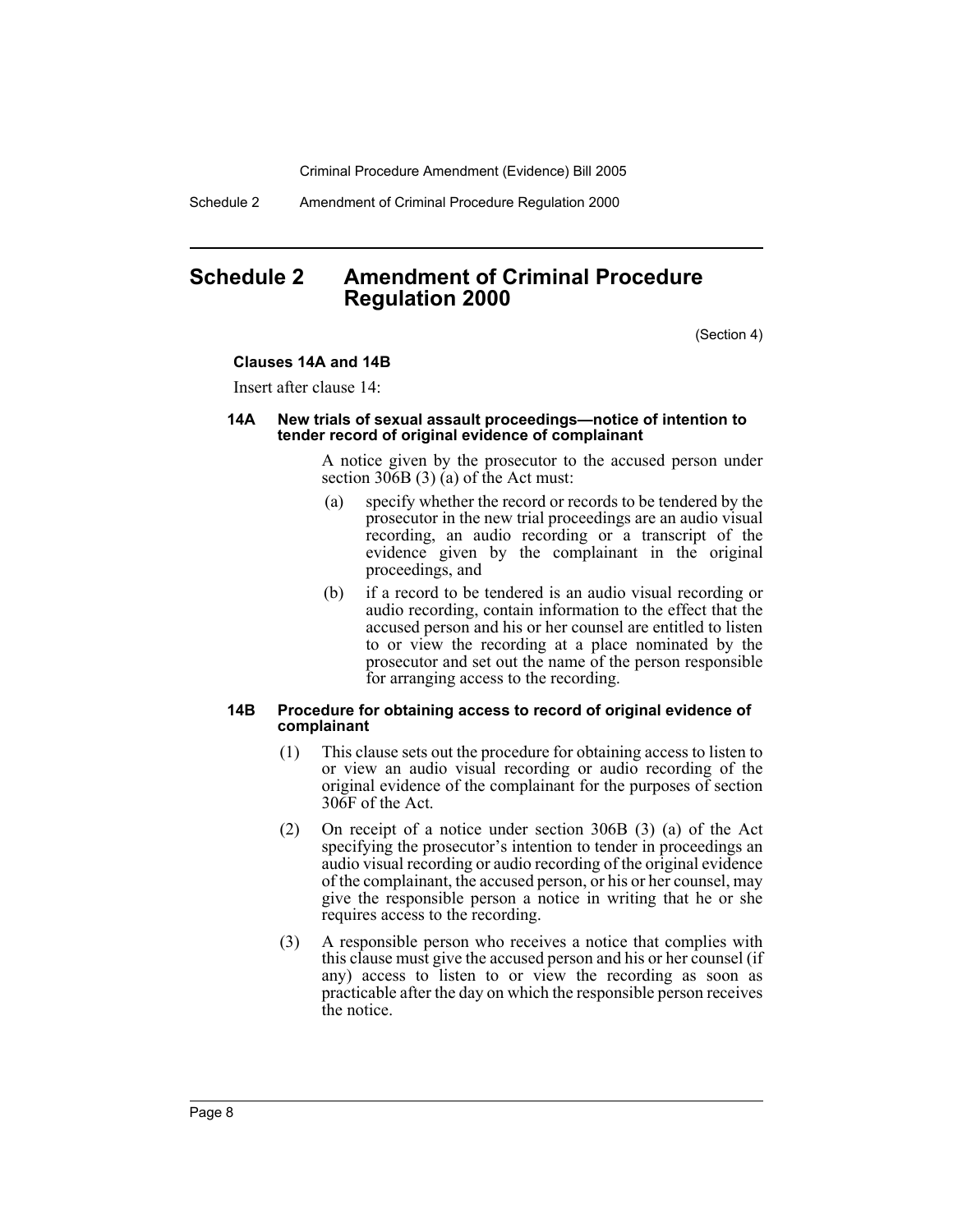# Schedule 2 Amendment of Criminal Procedure Regulation 2000

(Section 4)

**Clauses 14A and 14B**

Insert after clause 14:

#### 14A New trials of sexual assault proceedings—notice of intention to tender record of original evidence of complainant

A notice given by the prosecutor to the accused person under section 306B (3) (a) of the Act must:

(a) specify whether the record or records to be tendered by the prosecutor in the new trial proceedings are an audio visual recording, an audio recording or a transcript of the evidence given by the complainant in the original proceedings, and

(b) if a record to be tendered is an audio visual recording or audio recording, contain information to the effect that the accused person and his or her counsel are entitled to listen to or view the recording at a place nominated by the prosecutor and set out the name of the person responsible for arranging access to the recording.

#### 14B Procedure for obtaining access to record of original evidence of complainant

(1) This clause sets out the procedure for obtaining access to listen to or view an audio visual recording or audio recording of the original evidence of the complainant for the purposes of section 306F of the Act.

(2) On receipt of a notice under section 306B (3) (a) of the Act specifying the prosecutor's intention to tender in proceedings an audio visual recording or audio recording of the original evidence of the complainant, the accused person, or his or her counsel, may give the responsible person a notice in writing that he or she requires access to the recording.

(3) A responsible person who receives a notice that complies with this clause must give the accused person and his or her counsel (if any) access to listen to or view the recording as soon as practicable after the day on which the responsible person receives the notice.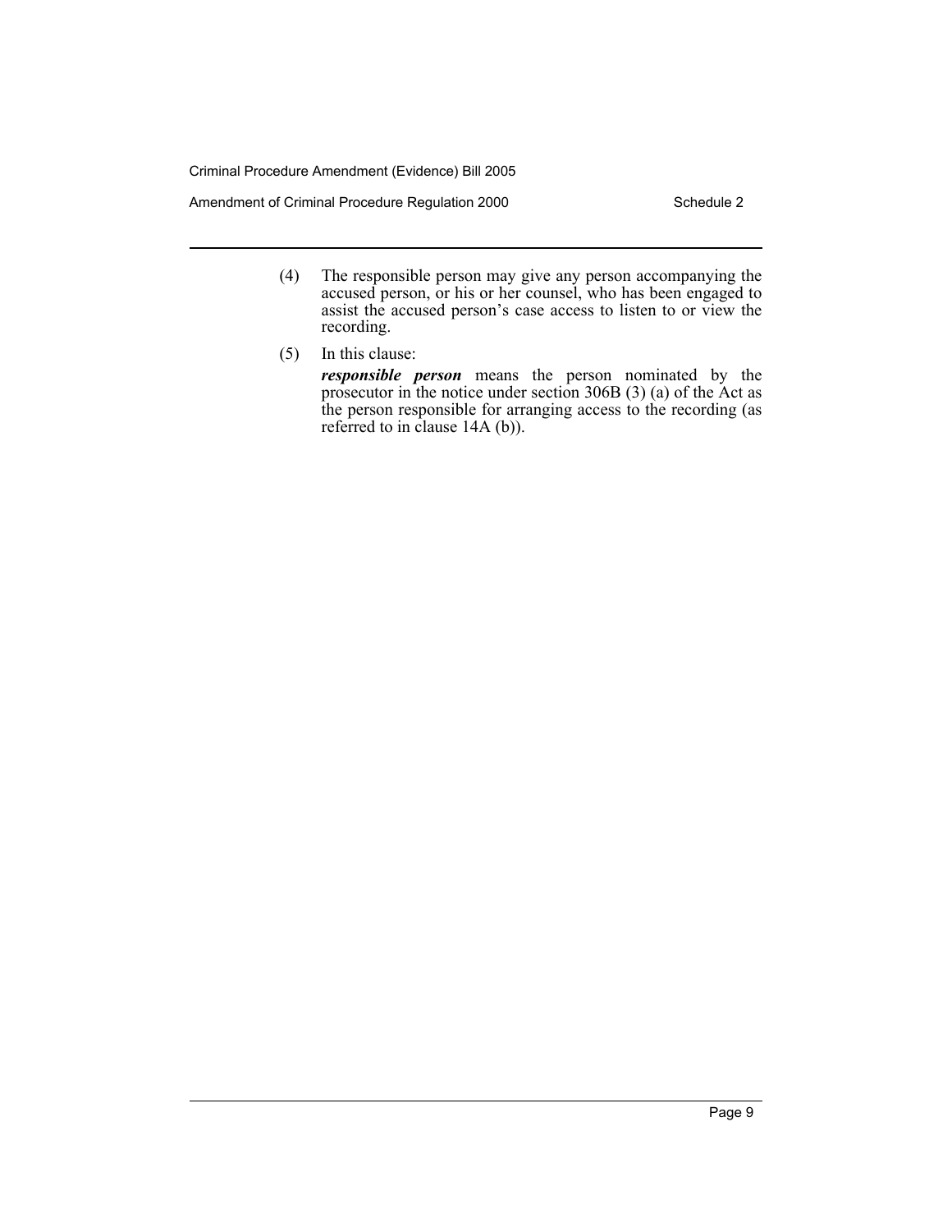(4) The responsible person may give any person accompanying the accused person, or his or her counsel, who has been engaged to assist the accused person's case access to listen to or view the recording.

(5) In this clause:

***responsible person*** means the person nominated by the prosecutor in the notice under section 306B (3) (a) of the Act as the person responsible for arranging access to the recording (as referred to in clause 14A (b)).